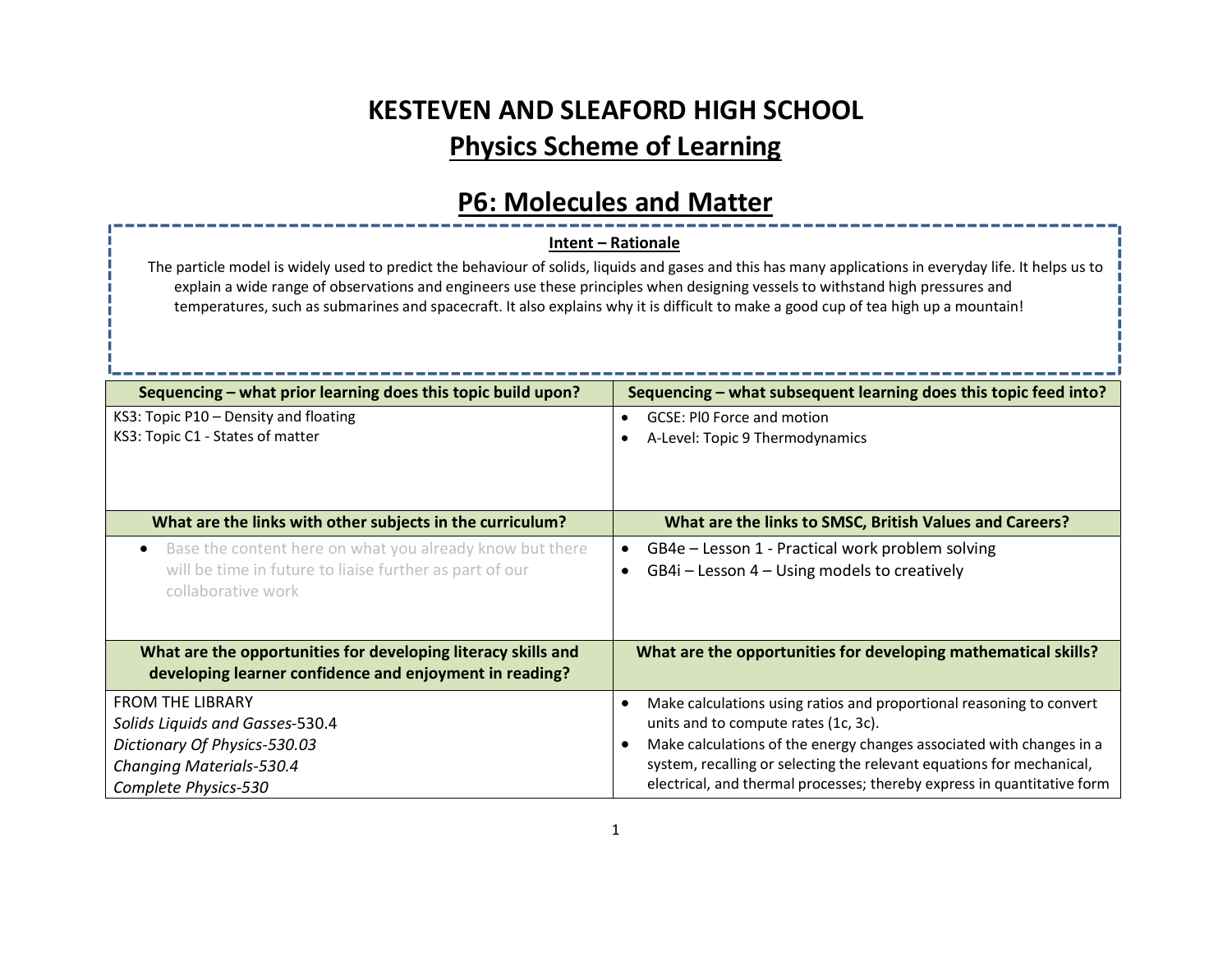# KESTEVEN AND SLEAFORD HIGH SCHOOL

## Physics Scheme of Learning

## P6: Molecules and Matter

**Intent – Rationale**

The particle model is widely used to predict the behaviour of solids, liquids and gases and this has many applications in everyday life. It helps us to explain a wide range of observations and engineers use these principles when designing vessels to withstand high pressures and temperatures, such as submarines and spacecraft. It also explains why it is difficult to make a good cup of tea high up a mountain!

| Sequencing – what prior learning does this topic build upon? | Sequencing – what subsequent learning does this topic feed into? |
|---|---|
| KS3: Topic P10 – Density and floating<br>KS3: Topic C1 - States of matter | • GCSE: Pl0 Force and motion<br>• A-Level: Topic 9 Thermodynamics |
| **What are the links with other subjects in the curriculum?** | **What are the links to SMSC, British Values and Careers?** |
| • Base the content here on what you already know but there will be time in future to liaise further as part of our collaborative work | • GB4e – Lesson 1 - Practical work problem solving<br>• GB4i – Lesson 4 – Using models to creatively |
| **What are the opportunities for developing literacy skills and developing learner confidence and enjoyment in reading?** | **What are the opportunities for developing mathematical skills?** |
| FROM THE LIBRARY<br>*Solids Liquids and Gasses*-530.4<br>*Dictionary Of Physics-530.03*<br>*Changing Materials-530.4*<br>*Complete Physics-530* | • Make calculations using ratios and proportional reasoning to convert units and to compute rates (1c, 3c).<br>• Make calculations of the energy changes associated with changes in a system, recalling or selecting the relevant equations for mechanical, electrical, and thermal processes; thereby express in quantitative form |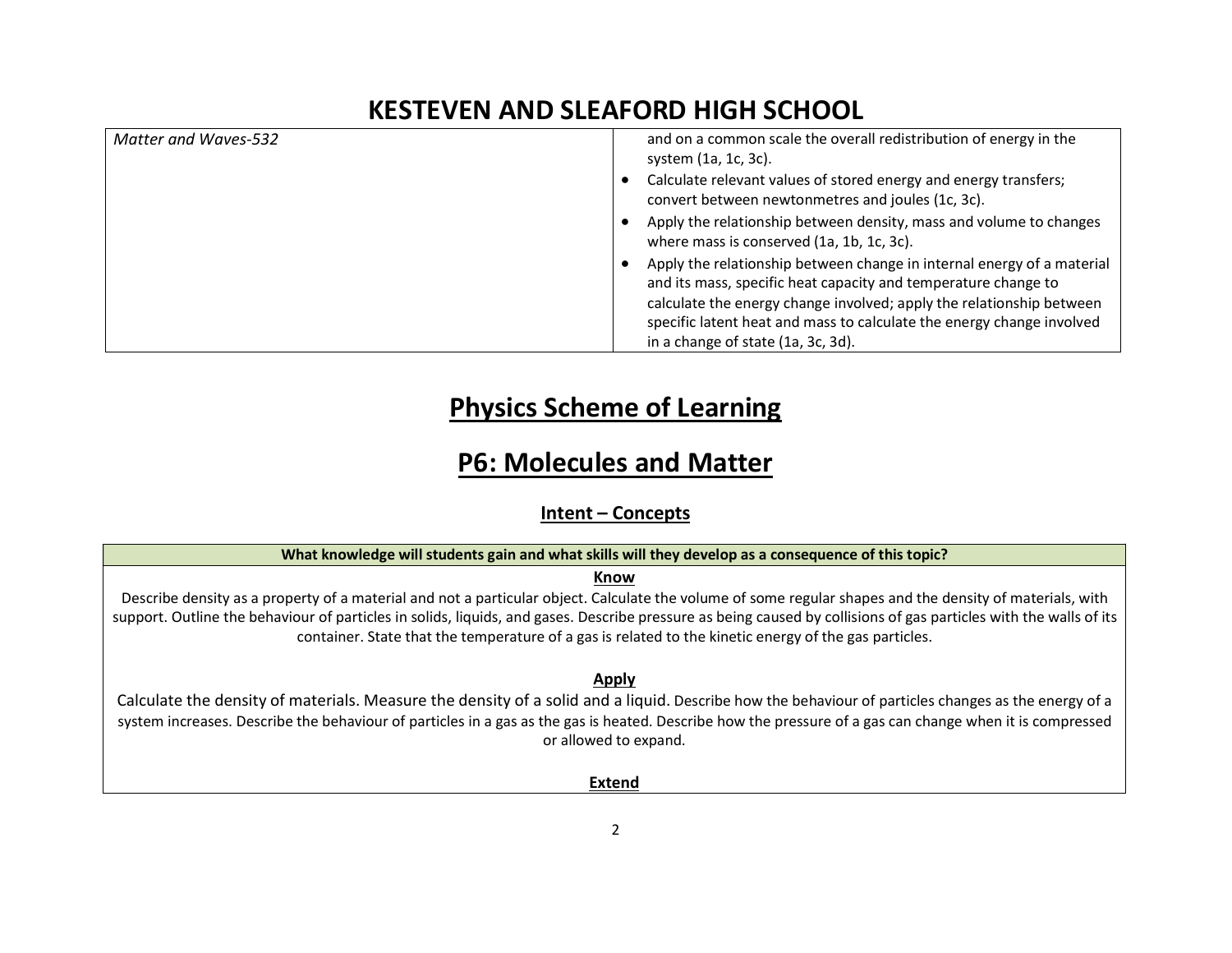# KESTEVEN AND SLEAFORD HIGH SCHOOL

| | |
|---|---|
| *Matter and Waves-532* | and on a common scale the overall redistribution of energy in the system (1a, 1c, 3c).<br>• Calculate relevant values of stored energy and energy transfers; convert between newtonmetres and joules (1c, 3c).<br>• Apply the relationship between density, mass and volume to changes where mass is conserved (1a, 1b, 1c, 3c).<br>• Apply the relationship between change in internal energy of a material and its mass, specific heat capacity and temperature change to calculate the energy change involved; apply the relationship between specific latent heat and mass to calculate the energy change involved in a change of state (1a, 3c, 3d). |

# **Physics Scheme of Learning**

# **P6: Molecules and Matter**

## **Intent – Concepts**

| What knowledge will students gain and what skills will they develop as a consequence of this topic? |
|---|
| **Know**<br>Describe density as a property of a material and not a particular object. Calculate the volume of some regular shapes and the density of materials, with support. Outline the behaviour of particles in solids, liquids, and gases. Describe pressure as being caused by collisions of gas particles with the walls of its container. State that the temperature of a gas is related to the kinetic energy of the gas particles.<br><br>**Apply**<br>Calculate the density of materials. Measure the density of a solid and a liquid. Describe how the behaviour of particles changes as the energy of a system increases. Describe the behaviour of particles in a gas as the gas is heated. Describe how the pressure of a gas can change when it is compressed or allowed to expand.<br><br>**Extend** |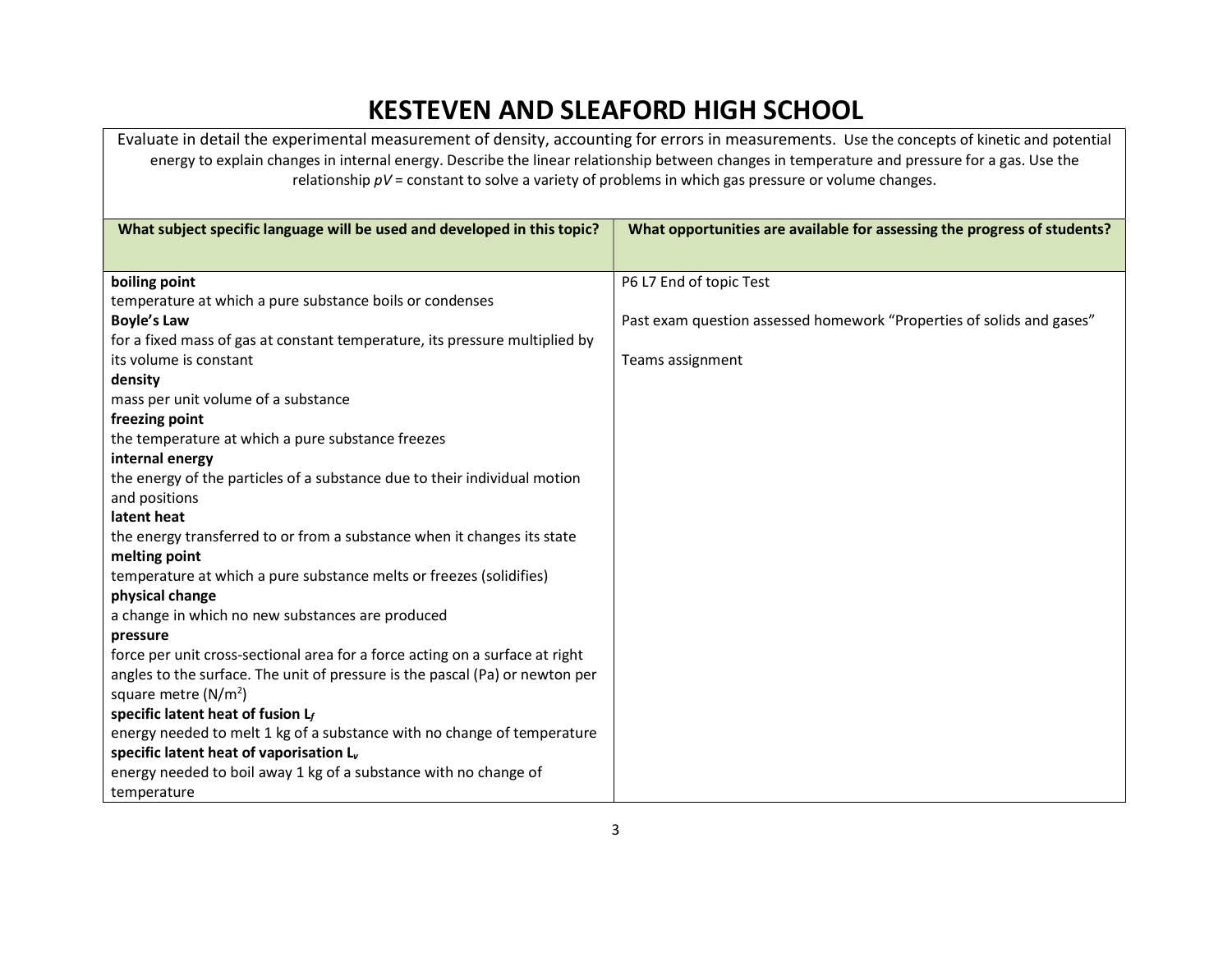# KESTEVEN AND SLEAFORD HIGH SCHOOL

| Evaluate in detail the experimental measurement of density, accounting for errors in measurements. Use the concepts of kinetic and potential energy to explain changes in internal energy. Describe the linear relationship between changes in temperature and pressure for a gas. Use the relationship *pV* = constant to solve a variety of problems in which gas pressure or volume changes. | |
|---|---|
| **What subject specific language will be used and developed in this topic?** | **What opportunities are available for assessing the progress of students?** |
| **boiling point**<br>temperature at which a pure substance boils or condenses<br>**Boyle's Law**<br>for a fixed mass of gas at constant temperature, its pressure multiplied by its volume is constant<br>**density**<br>mass per unit volume of a substance<br>**freezing point**<br>the temperature at which a pure substance freezes<br>**internal energy**<br>the energy of the particles of a substance due to their individual motion and positions<br>**latent heat**<br>the energy transferred to or from a substance when it changes its state<br>**melting point**<br>temperature at which a pure substance melts or freezes (solidifies)<br>**physical change**<br>a change in which no new substances are produced<br>**pressure**<br>force per unit cross-sectional area for a force acting on a surface at right angles to the surface. The unit of pressure is the pascal (Pa) or newton per square metre ($N/m^2$)<br>**specific latent heat of fusion $L_f$**<br>energy needed to melt 1 kg of a substance with no change of temperature<br>**specific latent heat of vaporisation $L_v$**<br>energy needed to boil away 1 kg of a substance with no change of temperature | P6 L7 End of topic Test<br><br>Past exam question assessed homework "Properties of solids and gases"<br><br>Teams assignment |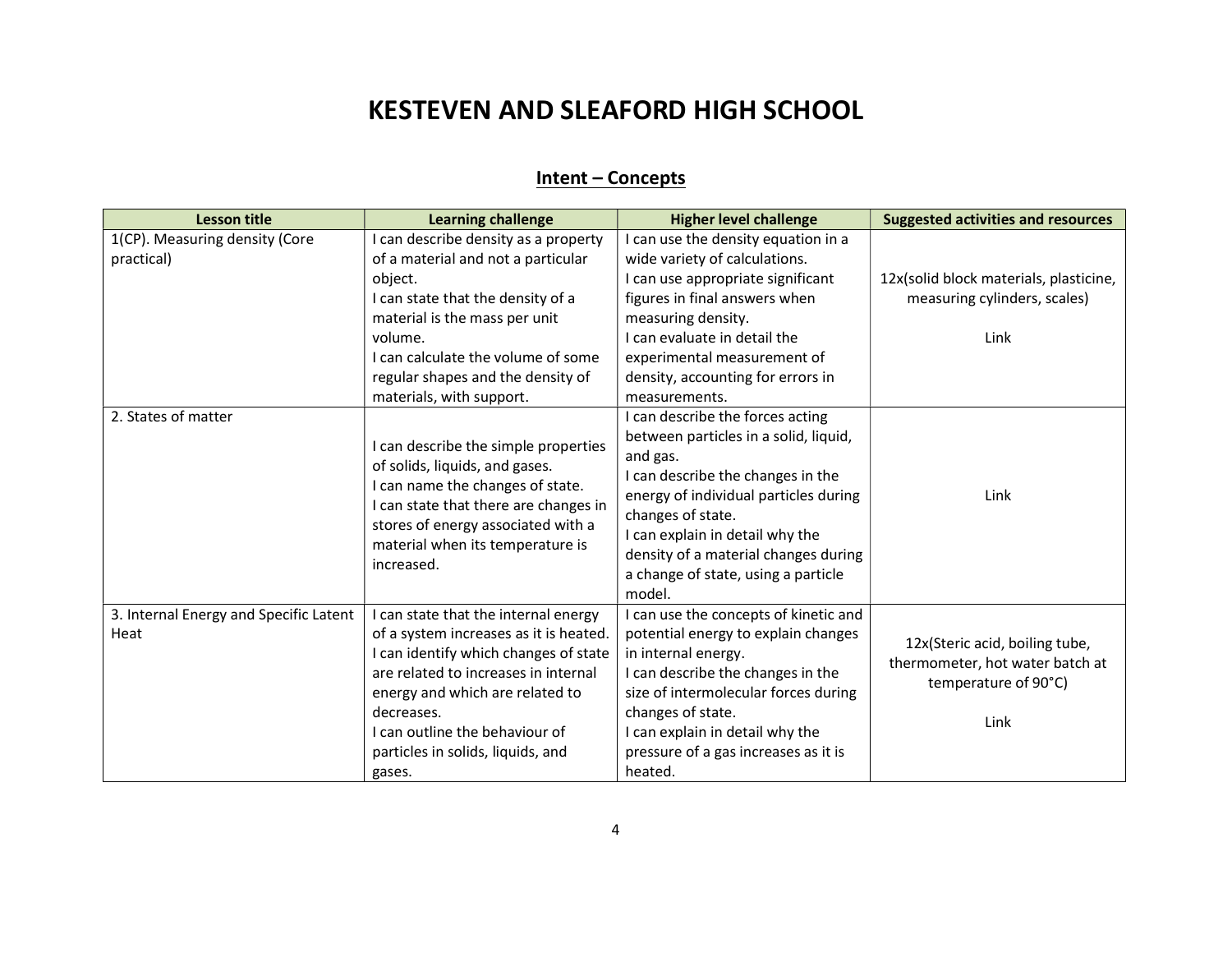# KESTEVEN AND SLEAFORD HIGH SCHOOL

## Intent – Concepts

| Lesson title | Learning challenge | Higher level challenge | Suggested activities and resources |
|---|---|---|---|
| 1(CP). Measuring density (Core practical) | I can describe density as a property of a material and not a particular object.<br>I can state that the density of a material is the mass per unit volume.<br>I can calculate the volume of some regular shapes and the density of materials, with support. | I can use the density equation in a wide variety of calculations.<br>I can use appropriate significant figures in final answers when measuring density.<br>I can evaluate in detail the experimental measurement of density, accounting for errors in measurements. | 12x(solid block materials, plasticine, measuring cylinders, scales)<br><br>Link |
| 2. States of matter | I can describe the simple properties of solids, liquids, and gases.<br>I can name the changes of state.<br>I can state that there are changes in stores of energy associated with a material when its temperature is increased. | I can describe the forces acting between particles in a solid, liquid, and gas.<br>I can describe the changes in the energy of individual particles during changes of state.<br>I can explain in detail why the density of a material changes during a change of state, using a particle model. | Link |
| 3. Internal Energy and Specific Latent Heat | I can state that the internal energy of a system increases as it is heated.<br>I can identify which changes of state are related to increases in internal energy and which are related to decreases.<br>I can outline the behaviour of particles in solids, liquids, and gases. | I can use the concepts of kinetic and potential energy to explain changes in internal energy.<br>I can describe the changes in the size of intermolecular forces during changes of state.<br>I can explain in detail why the pressure of a gas increases as it is heated. | 12x(Steric acid, boiling tube, thermometer, hot water batch at temperature of 90°C)<br><br>Link |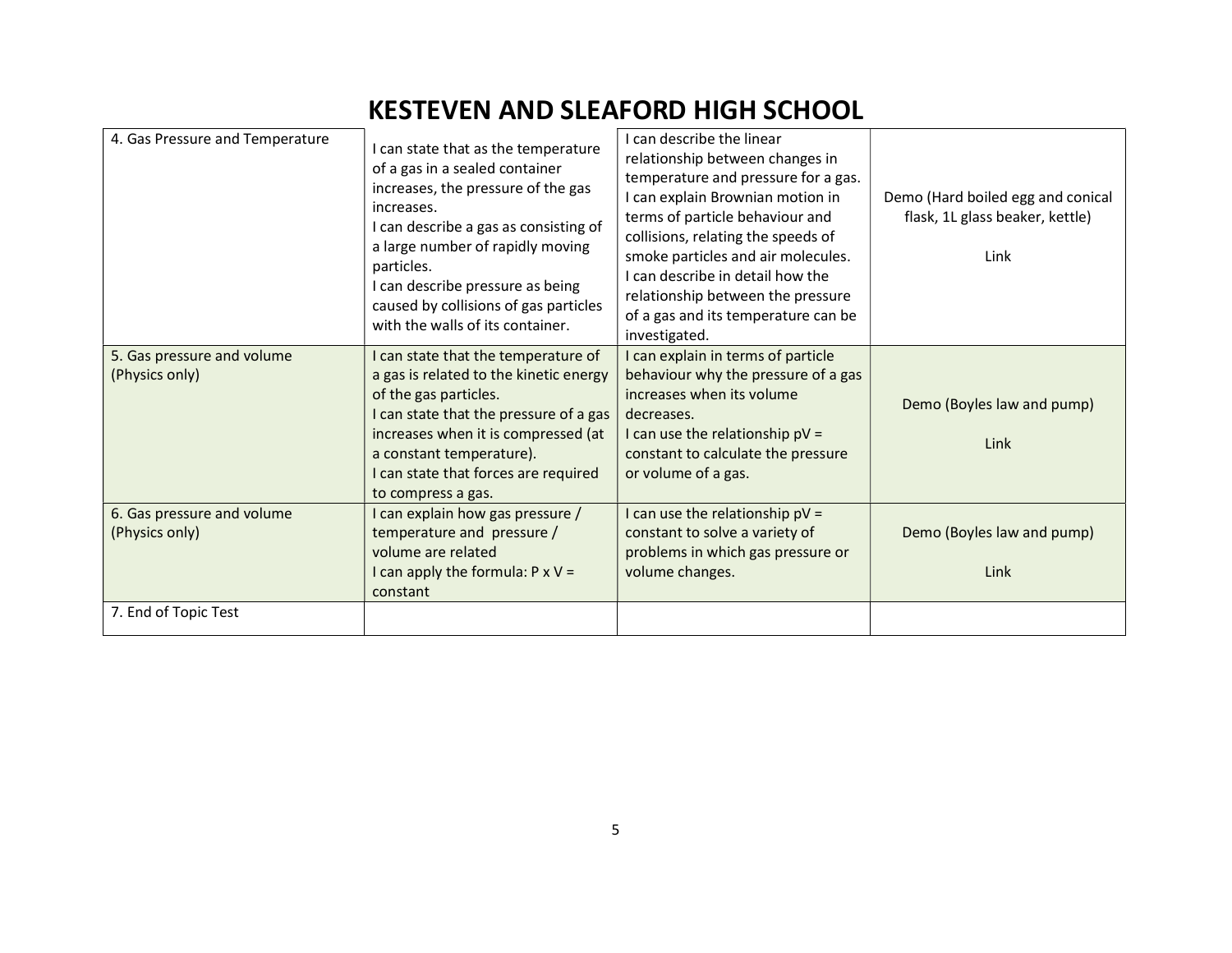# KESTEVEN AND SLEAFORD HIGH SCHOOL

| | | | |
|---|---|---|---|
| 4. Gas Pressure and Temperature | I can state that as the temperature of a gas in a sealed container increases, the pressure of the gas increases.<br>I can describe a gas as consisting of a large number of rapidly moving particles.<br>I can describe pressure as being caused by collisions of gas particles with the walls of its container. | I can describe the linear relationship between changes in temperature and pressure for a gas.<br>I can explain Brownian motion in terms of particle behaviour and collisions, relating the speeds of smoke particles and air molecules.<br>I can describe in detail how the relationship between the pressure of a gas and its temperature can be investigated. | Demo (Hard boiled egg and conical flask, 1L glass beaker, kettle)<br><br>Link |
| 5. Gas pressure and volume (Physics only) | I can state that the temperature of a gas is related to the kinetic energy of the gas particles.<br>I can state that the pressure of a gas increases when it is compressed (at a constant temperature).<br>I can state that forces are required to compress a gas. | I can explain in terms of particle behaviour why the pressure of a gas increases when its volume decreases.<br>I can use the relationship pV = constant to calculate the pressure or volume of a gas. | Demo (Boyles law and pump)<br><br>Link |
| 6. Gas pressure and volume (Physics only) | I can explain how gas pressure / temperature and pressure / volume are related<br>I can apply the formula: P x V = constant | I can use the relationship pV = constant to solve a variety of problems in which gas pressure or volume changes. | Demo (Boyles law and pump)<br><br>Link |
| 7. End of Topic Test | | | |